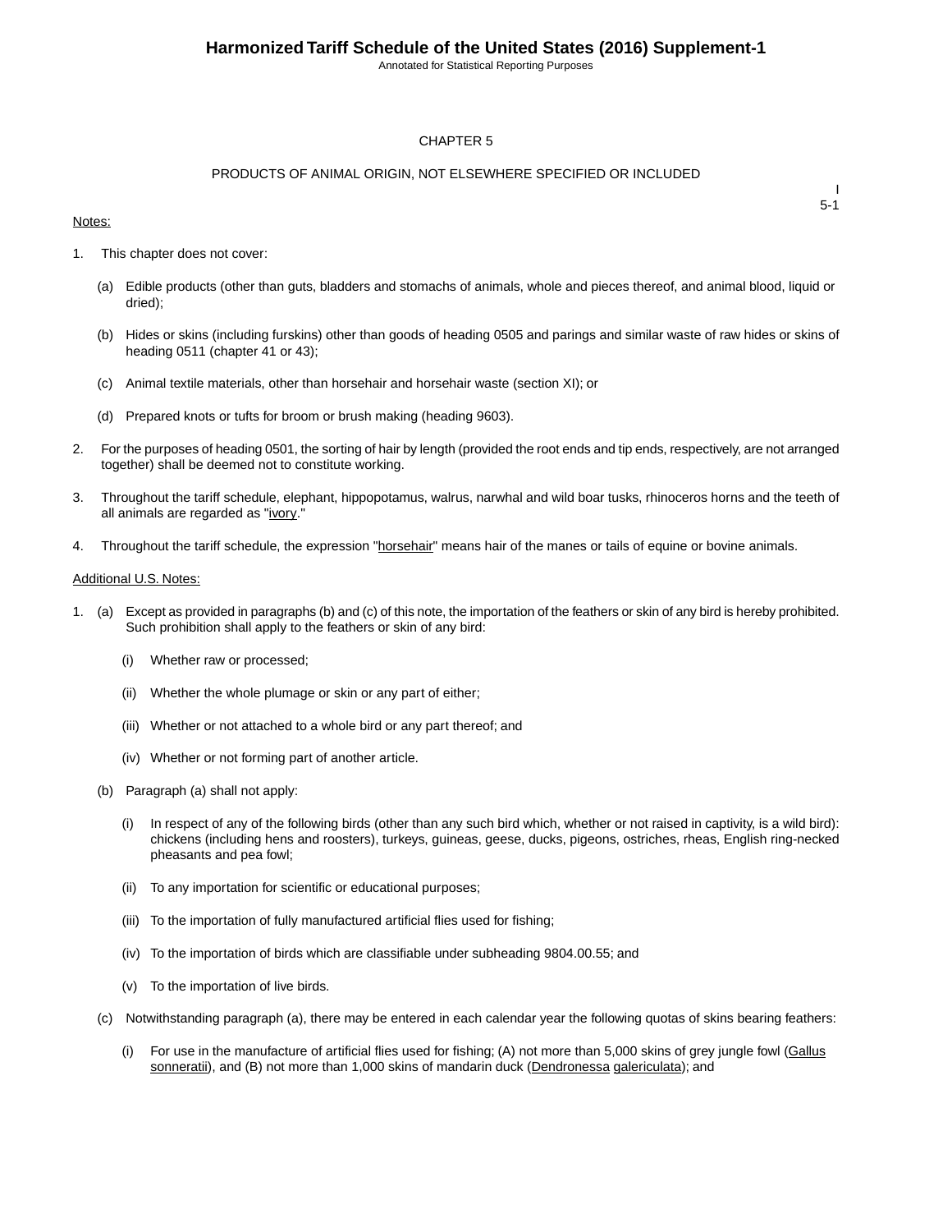# CHAPTER 5

## PRODUCTS OF ANIMAL ORIGIN, NOT ELSEWHERE SPECIFIED OR INCLUDED

Notes:

1. This chapter does not cover:

   (a) Edible products (other than guts, bladders and stomachs of animals, whole and pieces thereof, and animal blood, liquid or dried);

   (b) Hides or skins (including furskins) other than goods of heading 0505 and parings and similar waste of raw hides or skins of heading 0511 (chapter 41 or 43);

   (c) Animal textile materials, other than horsehair and horsehair waste (section XI); or

   (d) Prepared knots or tufts for broom or brush making (heading 9603).

2. For the purposes of heading 0501, the sorting of hair by length (provided the root ends and tip ends, respectively, are not arranged together) shall be deemed not to constitute working.

3. Throughout the tariff schedule, elephant, hippopotamus, walrus, narwhal and wild boar tusks, rhinoceros horns and the teeth of all animals are regarded as "ivory."

4. Throughout the tariff schedule, the expression "horsehair" means hair of the manes or tails of equine or bovine animals.

Additional U.S. Notes:

1. (a) Except as provided in paragraphs (b) and (c) of this note, the importation of the feathers or skin of any bird is hereby prohibited. Such prohibition shall apply to the feathers or skin of any bird:

      (i) Whether raw or processed;

      (ii) Whether the whole plumage or skin or any part of either;

      (iii) Whether or not attached to a whole bird or any part thereof; and

      (iv) Whether or not forming part of another article.

   (b) Paragraph (a) shall not apply:

      (i) In respect of any of the following birds (other than any such bird which, whether or not raised in captivity, is a wild bird): chickens (including hens and roosters), turkeys, guineas, geese, ducks, pigeons, ostriches, rheas, English ring-necked pheasants and pea fowl;

      (ii) To any importation for scientific or educational purposes;

      (iii) To the importation of fully manufactured artificial flies used for fishing;

      (iv) To the importation of birds which are classifiable under subheading 9804.00.55; and

      (v) To the importation of live birds.

   (c) Notwithstanding paragraph (a), there may be entered in each calendar year the following quotas of skins bearing feathers:

      (i) For use in the manufacture of artificial flies used for fishing; (A) not more than 5,000 skins of grey jungle fowl (Gallus sonneratii), and (B) not more than 1,000 skins of mandarin duck (Dendronessa galericulata); and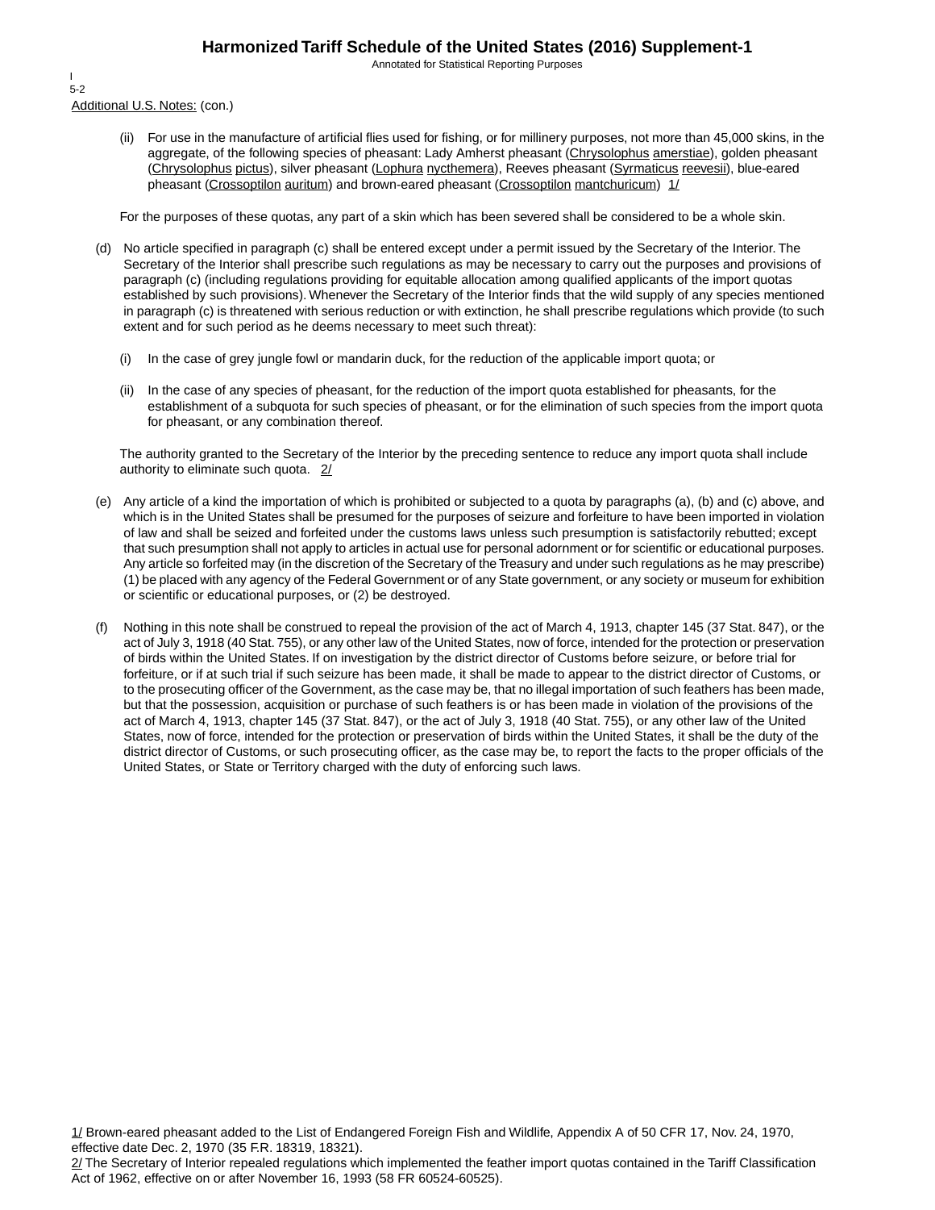Additional U.S. Notes: (con.)

(ii) For use in the manufacture of artificial flies used for fishing, or for millinery purposes, not more than 45,000 skins, in the aggregate, of the following species of pheasant: Lady Amherst pheasant (Chrysolophus amerstiae), golden pheasant (Chrysolophus pictus), silver pheasant (Lophura nycthemera), Reeves pheasant (Syrmaticus reevesii), blue-eared pheasant (Crossoptilon auritum) and brown-eared pheasant (Crossoptilon mantchuricum) 1/

For the purposes of these quotas, any part of a skin which has been severed shall be considered to be a whole skin.

(d) No article specified in paragraph (c) shall be entered except under a permit issued by the Secretary of the Interior. The Secretary of the Interior shall prescribe such regulations as may be necessary to carry out the purposes and provisions of paragraph (c) (including regulations providing for equitable allocation among qualified applicants of the import quotas established by such provisions). Whenever the Secretary of the Interior finds that the wild supply of any species mentioned in paragraph (c) is threatened with serious reduction or with extinction, he shall prescribe regulations which provide (to such extent and for such period as he deems necessary to meet such threat):

(i) In the case of grey jungle fowl or mandarin duck, for the reduction of the applicable import quota; or

(ii) In the case of any species of pheasant, for the reduction of the import quota established for pheasants, for the establishment of a subquota for such species of pheasant, or for the elimination of such species from the import quota for pheasant, or any combination thereof.

The authority granted to the Secretary of the Interior by the preceding sentence to reduce any import quota shall include authority to eliminate such quota. 2/

(e) Any article of a kind the importation of which is prohibited or subjected to a quota by paragraphs (a), (b) and (c) above, and which is in the United States shall be presumed for the purposes of seizure and forfeiture to have been imported in violation of law and shall be seized and forfeited under the customs laws unless such presumption is satisfactorily rebutted; except that such presumption shall not apply to articles in actual use for personal adornment or for scientific or educational purposes. Any article so forfeited may (in the discretion of the Secretary of the Treasury and under such regulations as he may prescribe) (1) be placed with any agency of the Federal Government or of any State government, or any society or museum for exhibition or scientific or educational purposes, or (2) be destroyed.

(f) Nothing in this note shall be construed to repeal the provision of the act of March 4, 1913, chapter 145 (37 Stat. 847), or the act of July 3, 1918 (40 Stat. 755), or any other law of the United States, now of force, intended for the protection or preservation of birds within the United States. If on investigation by the district director of Customs before seizure, or before trial for forfeiture, or if at such trial if such seizure has been made, it shall be made to appear to the district director of Customs, or to the prosecuting officer of the Government, as the case may be, that no illegal importation of such feathers has been made, but that the possession, acquisition or purchase of such feathers is or has been made in violation of the provisions of the act of March 4, 1913, chapter 145 (37 Stat. 847), or the act of July 3, 1918 (40 Stat. 755), or any other law of the United States, now of force, intended for the protection or preservation of birds within the United States, it shall be the duty of the district director of Customs, or such prosecuting officer, as the case may be, to report the facts to the proper officials of the United States, or State or Territory charged with the duty of enforcing such laws.

1/ Brown-eared pheasant added to the List of Endangered Foreign Fish and Wildlife, Appendix A of 50 CFR 17, Nov. 24, 1970, effective date Dec. 2, 1970 (35 F.R. 18319, 18321).
2/ The Secretary of Interior repealed regulations which implemented the feather import quotas contained in the Tariff Classification Act of 1962, effective on or after November 16, 1993 (58 FR 60524-60525).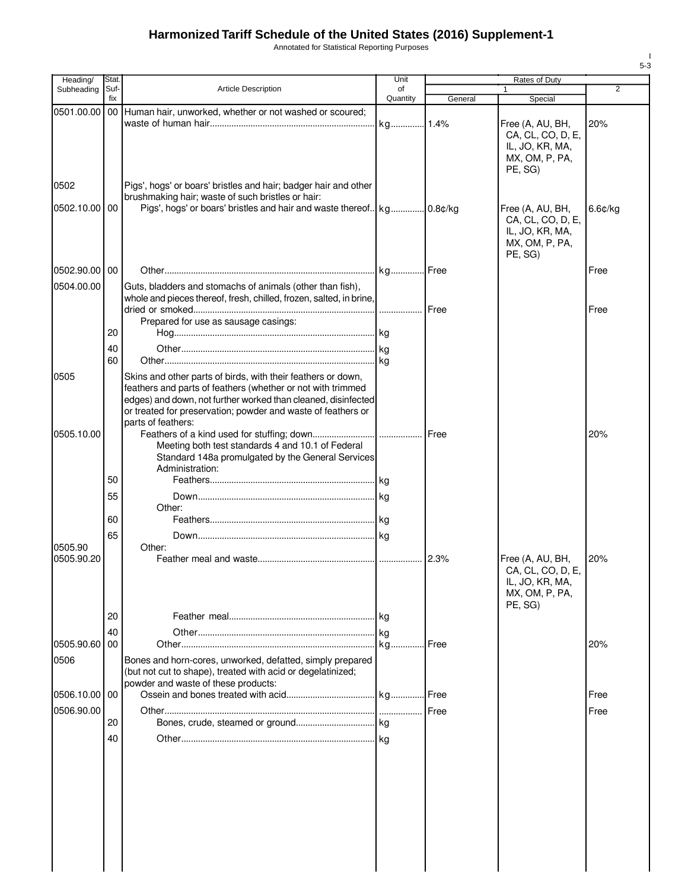# Harmonized Tariff Schedule of the United States (2016) Supplement-1

Annotated for Statistical Reporting Purposes

| Heading/ Subheading | Stat. Suf- fix | Article Description | Unit of Quantity | Rates of Duty | | |
|---|---|---|---|---|---|---|
| | | | | 1 | | 2 |
| | | | | General | Special | |
| 0501.00.00 | 00 | Human hair, unworked, whether or not washed or scoured; waste of human hair | kg | 1.4% | Free (A, AU, BH, CA, CL, CO, D, E, IL, JO, KR, MA, MX, OM, P, PA, PE, SG) | 20% |
| 0502 | | Pigs', hogs' or boars' bristles and hair; badger hair and other brushmaking hair; waste of such bristles or hair: | | | | |
| 0502.10.00 | 00 | Pigs', hogs' or boars' bristles and hair and waste thereof | kg | 0.8¢/kg | Free (A, AU, BH, CA, CL, CO, D, E, IL, JO, KR, MA, MX, OM, P, PA, PE, SG) | 6.6¢/kg |
| 0502.90.00 | 00 | Other | kg | Free | | Free |
| 0504.00.00 | | Guts, bladders and stomachs of animals (other than fish), whole and pieces thereof, fresh, chilled, frozen, salted, in brine, dried or smoked | | Free | | Free |
| | | Prepared for use as sausage casings: | | | | |
| | 20 | Hog | kg | | | |
| | 40 | Other | kg | | | |
| | 60 | Other | kg | | | |
| 0505 | | Skins and other parts of birds, with their feathers or down, feathers and parts of feathers (whether or not with trimmed edges) and down, not further worked than cleaned, disinfected or treated for preservation; powder and waste of feathers or parts of feathers: | | | | |
| 0505.10.00 | | Feathers of a kind used for stuffing; down | | Free | | 20% |
| | | Meeting both test standards 4 and 10.1 of Federal Standard 148a promulgated by the General Services Administration: | | | | |
| | 50 | Feathers | kg | | | |
| | 55 | Down | kg | | | |
| | | Other: | | | | |
| | 60 | Feathers | kg | | | |
| | 65 | Down | kg | | | |
| 0505.90 | | Other: | | | | |
| 0505.90.20 | | Feather meal and waste | | 2.3% | Free (A, AU, BH, CA, CL, CO, D, E, IL, JO, KR, MA, MX, OM, P, PA, PE, SG) | 20% |
| | 20 | Feather meal | kg | | | |
| | 40 | Other | kg | | | |
| 0505.90.60 | 00 | Other | kg | Free | | 20% |
| 0506 | | Bones and horn-cores, unworked, defatted, simply prepared (but not cut to shape), treated with acid or degelatinized; powder and waste of these products: | | | | |
| 0506.10.00 | 00 | Ossein and bones treated with acid | kg | Free | | Free |
| 0506.90.00 | | Other | | Free | | Free |
| | 20 | Bones, crude, steamed or ground | kg | | | |
| | 40 | Other | kg | | | |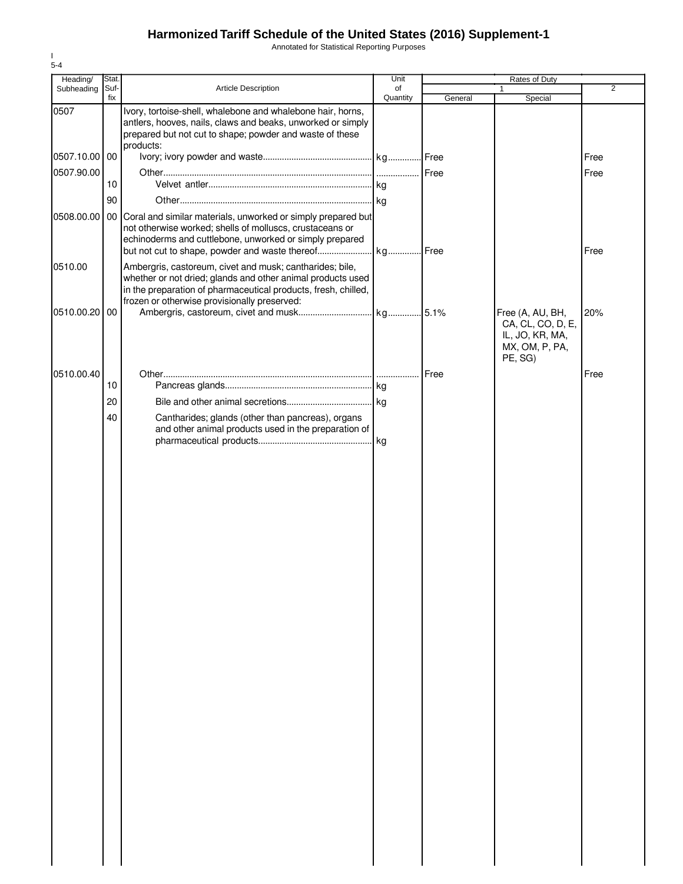# Harmonized Tariff Schedule of the United States (2016) Supplement-1

Annotated for Statistical Reporting Purposes

I
5-4

| Heading/ Subheading | Stat. Suf- fix | Article Description | Unit of Quantity | Rates of Duty 1 General | 1 Special | 2 |
|---|---|---|---|---|---|---|
| 0507 | | Ivory, tortoise-shell, whalebone and whalebone hair, horns, antlers, hooves, nails, claws and beaks, unworked or simply prepared but not cut to shape; powder and waste of these products: | | | | |
| 0507.10.00 | 00 | Ivory; ivory powder and waste | kg | Free | | Free |
| 0507.90.00 | | Other | | Free | | Free |
| | 10 | Velvet antler | kg | | | |
| | 90 | Other | kg | | | |
| 0508.00.00 | 00 | Coral and similar materials, unworked or simply prepared but not otherwise worked; shells of molluscs, crustaceans or echinoderms and cuttlebone, unworked or simply prepared but not cut to shape, powder and waste thereof | kg | Free | | Free |
| 0510.00 | | Ambergris, castoreum, civet and musk; cantharides; bile, whether or not dried; glands and other animal products used in the preparation of pharmaceutical products, fresh, chilled, frozen or otherwise provisionally preserved: | | | | |
| 0510.00.20 | 00 | Ambergris, castoreum, civet and musk | kg | 5.1% | Free (A, AU, BH, CA, CL, CO, D, E, IL, JO, KR, MA, MX, OM, P, PA, PE, SG) | 20% |
| 0510.00.40 | | Other | | Free | | Free |
| | 10 | Pancreas glands | kg | | | |
| | 20 | Bile and other animal secretions | kg | | | |
| | 40 | Cantharides; glands (other than pancreas), organs and other animal products used in the preparation of pharmaceutical products | kg | | | |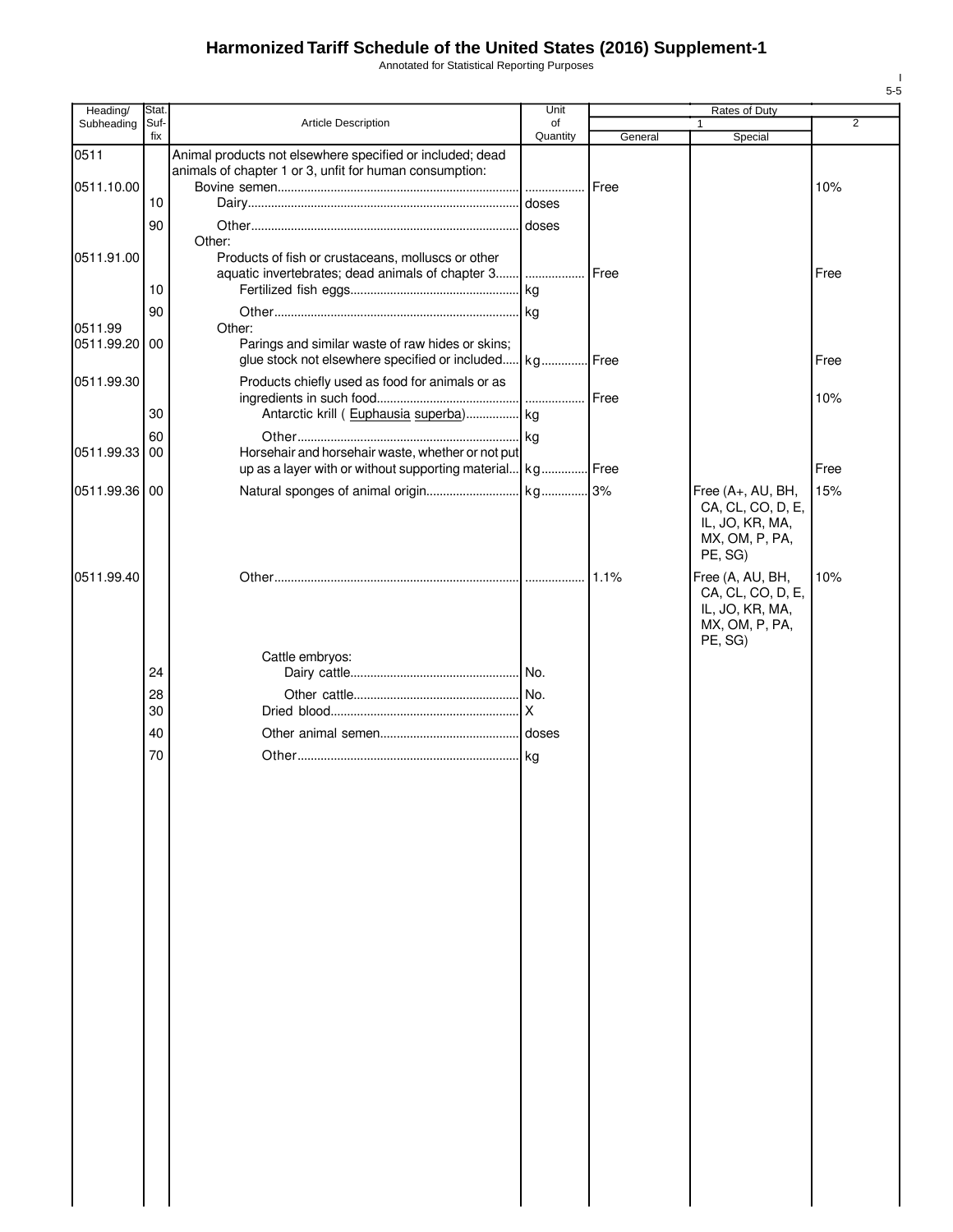# Harmonized Tariff Schedule of the United States (2016) Supplement-1

Annotated for Statistical Reporting Purposes

I
5-5

| Heading/ Subheading | Stat. Suf- fix | Article Description | Unit of Quantity | Rates of Duty 1 General | Special | 2 |
|---|---|---|---|---|---|---|
| 0511 | | Animal products not elsewhere specified or included; dead animals of chapter 1 or 3, unfit for human consumption: | | | | |
| 0511.10.00 | | Bovine semen | | Free | | 10% |
| | 10 | Dairy | doses | | | |
| | 90 | Other | doses | | | |
| | | Other: | | | | |
| 0511.91.00 | | Products of fish or crustaceans, molluscs or other aquatic invertebrates; dead animals of chapter 3 | | Free | | Free |
| | 10 | Fertilized fish eggs | kg | | | |
| | 90 | Other | kg | | | |
| 0511.99 | | Other: | | | | |
| 0511.99.20 | 00 | Parings and similar waste of raw hides or skins; glue stock not elsewhere specified or included | kg | Free | | Free |
| 0511.99.30 | | Products chiefly used as food for animals or as ingredients in such food | | Free | | 10% |
| | 30 | Antarctic krill ( Euphausia superba) | kg | | | |
| | 60 | Other | kg | | | |
| 0511.99.33 | 00 | Horsehair and horsehair waste, whether or not put up as a layer with or without supporting material | kg | Free | | Free |
| 0511.99.36 | 00 | Natural sponges of animal origin | kg | 3% | Free (A+, AU, BH, CA, CL, CO, D, E, IL, JO, KR, MA, MX, OM, P, PA, PE, SG) | 15% |
| 0511.99.40 | | Other | | 1.1% | Free (A, AU, BH, CA, CL, CO, D, E, IL, JO, KR, MA, MX, OM, P, PA, PE, SG) | 10% |
| | | Cattle embryos: | | | | |
| | 24 | Dairy cattle | No. | | | |
| | 28 | Other cattle | No. | | | |
| | 30 | Dried blood | X | | | |
| | 40 | Other animal semen | doses | | | |
| | 70 | Other | kg | | | |